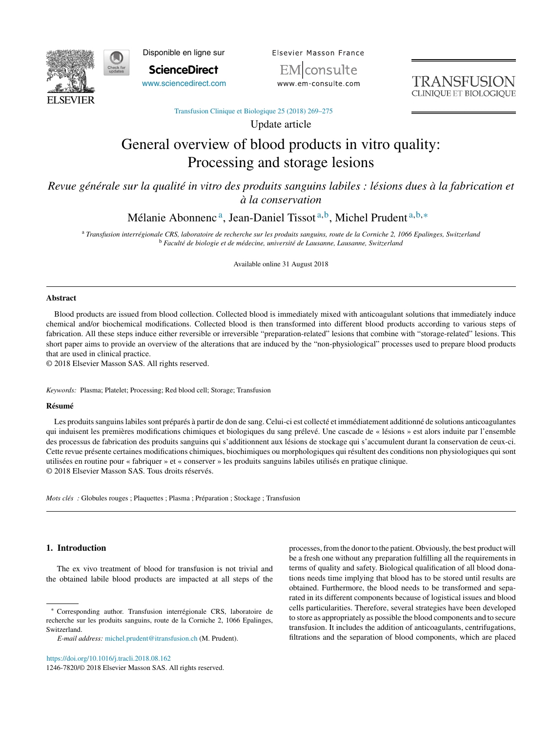Update article

# General overview of blood products in vitro quality: Processing and storage lesions

*Revue générale sur la qualité in vitro des produits sanguins labiles : lésions dues à la fabrication et à la conservation*

Mélanie Abonnenc [a], Jean-Daniel Tissot [a,b], Michel Prudent [a,b,*]

[a] *Transfusion interrégionale CRS, laboratoire de recherche sur les produits sanguins, route de la Corniche 2, 1066 Epalinges, Switzerland*
[b] *Faculté de biologie et de médecine, université de Lausanne, Lausanne, Switzerland*

Available online 31 August 2018

## Abstract

Blood products are issued from blood collection. Collected blood is immediately mixed with anticoagulant solutions that immediately induce chemical and/or biochemical modifications. Collected blood is then transformed into different blood products according to various steps of fabrication. All these steps induce either reversible or irreversible "preparation-related" lesions that combine with "storage-related" lesions. This short paper aims to provide an overview of the alterations that are induced by the "non-physiological" processes used to prepare blood products that are used in clinical practice.

© 2018 Elsevier Masson SAS. All rights reserved.

*Keywords:* Plasma; Platelet; Processing; Red blood cell; Storage; Transfusion

## Résumé

Les produits sanguins labiles sont préparés à partir de don de sang. Celui-ci est collecté et immédiatement additionné de solutions anticoagulantes qui induisent les premières modifications chimiques et biologiques du sang prélevé. Une cascade de « lésions » est alors induite par l'ensemble des processus de fabrication des produits sanguins qui s'additionnent aux lésions de stockage qui s'accumulent durant la conservation de ceux-ci. Cette revue présente certaines modifications chimiques, biochimiques ou morphologiques qui résultent des conditions non physiologiques qui sont utilisées en routine pour « fabriquer » et « conserver » les produits sanguins labiles utilisés en pratique clinique.

© 2018 Elsevier Masson SAS. Tous droits réservés.

*Mots clés :* Globules rouges ; Plaquettes ; Plasma ; Préparation ; Stockage ; Transfusion

## 1. Introduction

The ex vivo treatment of blood for transfusion is not trivial and the obtained labile blood products are impacted at all steps of the processes, from the donor to the patient. Obviously, the best product will be a fresh one without any preparation fulfilling all the requirements in terms of quality and safety. Biological qualification of all blood donations needs time implying that blood has to be stored until results are obtained. Furthermore, the blood needs to be transformed and separated in its different components because of logistical issues and blood cells particularities. Therefore, several strategies have been developed to store as appropriately as possible the blood components and to secure transfusion. It includes the addition of anticoagulants, centrifugations, filtrations and the separation of blood components, which are placed

* Corresponding author. Transfusion interrégionale CRS, laboratoire de recherche sur les produits sanguins, route de la Corniche 2, 1066 Epalinges, Switzerland.

*E-mail address:* michel.prudent@itransfusion.ch (M. Prudent).

https://doi.org/10.1016/j.tracli.2018.08.162
1246-7820/© 2018 Elsevier Masson SAS. All rights reserved.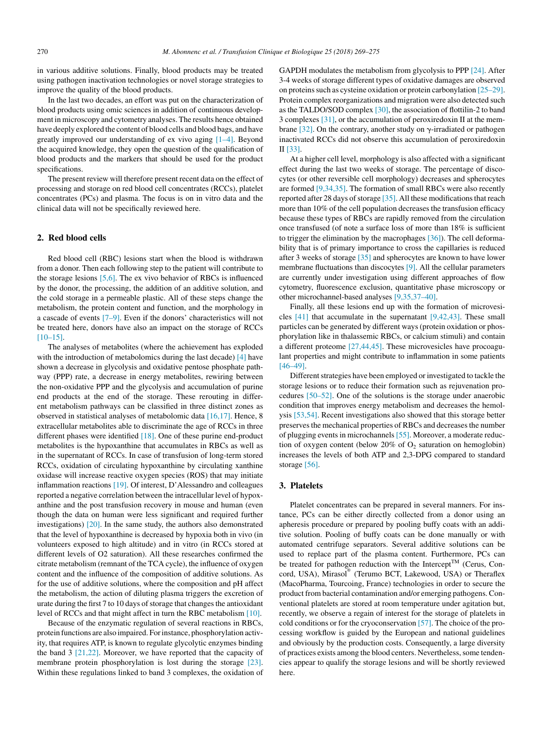in various additive solutions. Finally, blood products may be treated using pathogen inactivation technologies or novel storage strategies to improve the quality of the blood products.

In the last two decades, an effort was put on the characterization of blood products using omic sciences in addition of continuous development in microscopy and cytometry analyses. The results hence obtained have deeply explored the content of blood cells and blood bags, and have greatly improved our understanding of ex vivo aging [1–4]. Beyond the acquired knowledge, they open the question of the qualification of blood products and the markers that should be used for the product specifications.

The present review will therefore present recent data on the effect of processing and storage on red blood cell concentrates (RCCs), platelet concentrates (PCs) and plasma. The focus is on in vitro data and the clinical data will not be specifically reviewed here.

## 2. Red blood cells

Red blood cell (RBC) lesions start when the blood is withdrawn from a donor. Then each following step to the patient will contribute to the storage lesions [5,6]. The ex vivo behavior of RBCs is influenced by the donor, the processing, the addition of an additive solution, and the cold storage in a permeable plastic. All of these steps change the metabolism, the protein content and function, and the morphology in a cascade of events [7–9]. Even if the donors' characteristics will not be treated here, donors have also an impact on the storage of RCCs [10–15].

The analyses of metabolites (where the achievement has exploded with the introduction of metabolomics during the last decade) [4] have shown a decrease in glycolysis and oxidative pentose phosphate pathway (PPP) rate, a decrease in energy metabolites, rewiring between the non-oxidative PPP and the glycolysis and accumulation of purine end products at the end of the storage. These rerouting in different metabolism pathways can be classified in three distinct zones as observed in statistical analyses of metabolomic data [16,17]. Hence, 8 extracellular metabolites able to discriminate the age of RCCs in three different phases were identified [18]. One of these purine end-product metabolites is the hypoxanthine that accumulates in RBCs as well as in the supernatant of RCCs. In case of transfusion of long-term stored RCCs, oxidation of circulating hypoxanthine by circulating xanthine oxidase will increase reactive oxygen species (ROS) that may initiate inflammation reactions [19]. Of interest, D'Alessandro and colleagues reported a negative correlation between the intracellular level of hypoxanthine and the post transfusion recovery in mouse and human (even though the data on human were less significant and required further investigations) [20]. In the same study, the authors also demonstrated that the level of hypoxanthine is decreased by hypoxia both in vivo (in volunteers exposed to high altitude) and in vitro (in RCCs stored at different levels of O2 saturation). All these researches confirmed the citrate metabolism (remnant of the TCA cycle), the influence of oxygen content and the influence of the composition of additive solutions. As for the use of additive solutions, where the composition and pH affect the metabolism, the action of diluting plasma triggers the excretion of urate during the first 7 to 10 days of storage that changes the antioxidant level of RCCs and that might affect in turn the RBC metabolism [10].

Because of the enzymatic regulation of several reactions in RBCs, protein functions are also impaired. For instance, phosphorylation activity, that requires ATP, is known to regulate glycolytic enzymes binding the band 3 [21,22]. Moreover, we have reported that the capacity of membrane protein phosphorylation is lost during the storage [23]. Within these regulations linked to band 3 complexes, the oxidation of GAPDH modulates the metabolism from glycolysis to PPP [24]. After 3-4 weeks of storage different types of oxidative damages are observed on proteins such as cysteine oxidation or protein carbonylation [25–29]. Protein complex reorganizations and migration were also detected such as the TALDO/SOD complex [30], the association of flottilin-2 to band 3 complexes [31], or the accumulation of peroxiredoxin II at the membrane [32]. On the contrary, another study on γ-irradiated or pathogen inactivated RCCs did not observe this accumulation of peroxiredoxin II [33].

At a higher cell level, morphology is also affected with a significant effect during the last two weeks of storage. The percentage of discocytes (or other reversible cell morphology) decreases and spherocytes are formed [9,34,35]. The formation of small RBCs were also recently reported after 28 days of storage [35]. All these modifications that reach more than 10% of the cell population decreases the transfusion efficacy because these types of RBCs are rapidly removed from the circulation once transfused (of note a surface loss of more than 18% is sufficient to trigger the elimination by the macrophages [36]). The cell deformability that is of primary importance to cross the capillaries is reduced after 3 weeks of storage [35] and spherocytes are known to have lower membrane fluctuations than discocytes [9]. All the cellular parameters are currently under investigation using different approaches of flow cytometry, fluorescence exclusion, quantitative phase microscopy or other microchannel-based analyses [9,35,37–40].

Finally, all these lesions end up with the formation of microvesicles [41] that accumulate in the supernatant [9,42,43]. These small particles can be generated by different ways (protein oxidation or phosphorylation like in thalassemic RBCs, or calcium stimuli) and contain a different proteome [27,44,45]. These microvesicles have procoagulant properties and might contribute to inflammation in some patients [46–49].

Different strategies have been employed or investigated to tackle the storage lesions or to reduce their formation such as rejuvenation procedures [50–52]. One of the solutions is the storage under anaerobic condition that improves energy metabolism and decreases the hemolysis [53,54]. Recent investigations also showed that this storage better preserves the mechanical properties of RBCs and decreases the number of plugging events in microchannels [55]. Moreover, a moderate reduction of oxygen content (below 20% of $O_2$ saturation on hemoglobin) increases the levels of both ATP and 2,3-DPG compared to standard storage [56].

## 3. Platelets

Platelet concentrates can be prepared in several manners. For instance, PCs can be either directly collected from a donor using an apheresis procedure or prepared by pooling buffy coats with an additive solution. Pooling of buffy coats can be done manually or with automated centrifuge separators. Several additive solutions can be used to replace part of the plasma content. Furthermore, PCs can be treated for pathogen reduction with the Intercept™ (Cerus, Concord, USA), Mirasol® (Terumo BCT, Lakewood, USA) or Theraflex (MacoPharma, Tourcoing, France) technologies in order to secure the product from bacterial contamination and/or emerging pathogens. Conventional platelets are stored at room temperature under agitation but, recently, we observe a regain of interest for the storage of platelets in cold conditions or for the cryoconservation [57]. The choice of the processing workflow is guided by the European and national guidelines and obviously by the production costs. Consequently, a large diversity of practices exists among the blood centers. Nevertheless, some tendencies appear to qualify the storage lesions and will be shortly reviewed here.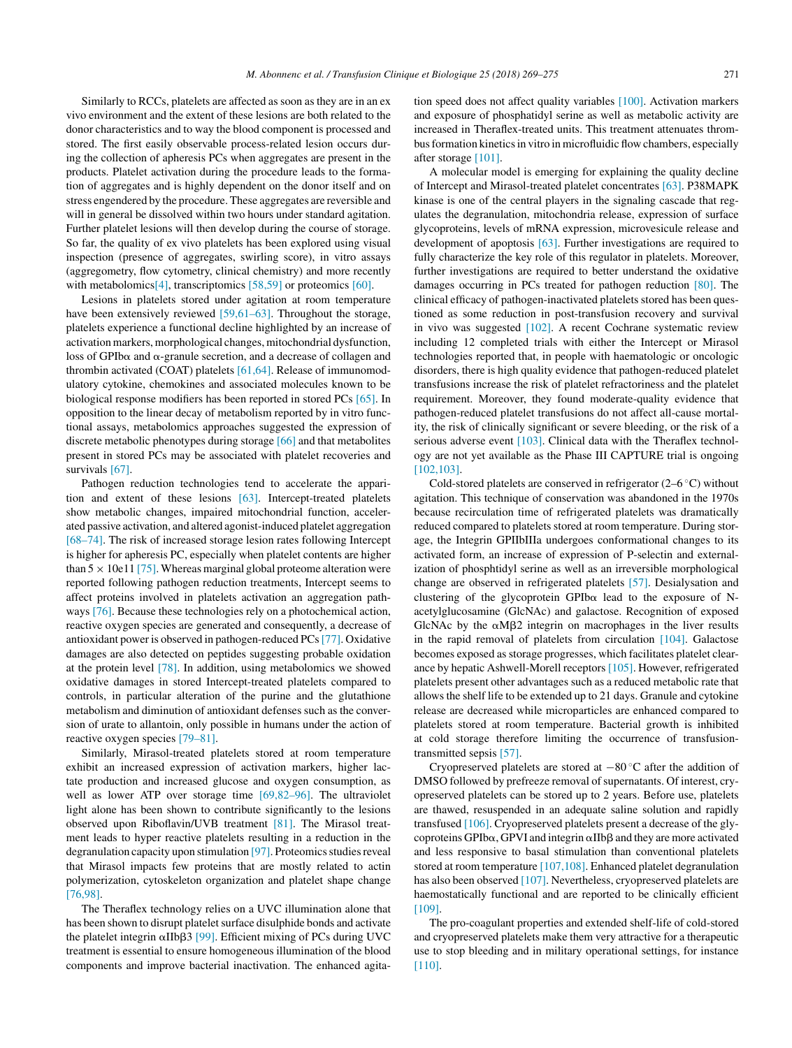Similarly to RCCs, platelets are affected as soon as they are in an ex vivo environment and the extent of these lesions are both related to the donor characteristics and to way the blood component is processed and stored. The first easily observable process-related lesion occurs during the collection of apheresis PCs when aggregates are present in the products. Platelet activation during the procedure leads to the formation of aggregates and is highly dependent on the donor itself and on stress engendered by the procedure. These aggregates are reversible and will in general be dissolved within two hours under standard agitation. Further platelet lesions will then develop during the course of storage. So far, the quality of ex vivo platelets has been explored using visual inspection (presence of aggregates, swirling score), in vitro assays (aggregometry, flow cytometry, clinical chemistry) and more recently with metabolomics[4], transcriptomics [58,59] or proteomics [60].

Lesions in platelets stored under agitation at room temperature have been extensively reviewed [59,61–63]. Throughout the storage, platelets experience a functional decline highlighted by an increase of activation markers, morphological changes, mitochondrial dysfunction, loss of GPIbα and α-granule secretion, and a decrease of collagen and thrombin activated (COAT) platelets [61,64]. Release of immunomodulatory cytokine, chemokines and associated molecules known to be biological response modifiers has been reported in stored PCs [65]. In opposition to the linear decay of metabolism reported by in vitro functional assays, metabolomics approaches suggested the expression of discrete metabolic phenotypes during storage [66] and that metabolites present in stored PCs may be associated with platelet recoveries and survivals [67].

Pathogen reduction technologies tend to accelerate the apparition and extent of these lesions [63]. Intercept-treated platelets show metabolic changes, impaired mitochondrial function, accelerated passive activation, and altered agonist-induced platelet aggregation [68–74]. The risk of increased storage lesion rates following Intercept is higher for apheresis PC, especially when platelet contents are higher than $5 \times 10e11$ [75]. Whereas marginal global proteome alteration were reported following pathogen reduction treatments, Intercept seems to affect proteins involved in platelets activation an aggregation pathways [76]. Because these technologies rely on a photochemical action, reactive oxygen species are generated and consequently, a decrease of antioxidant power is observed in pathogen-reduced PCs [77]. Oxidative damages are also detected on peptides suggesting probable oxidation at the protein level [78]. In addition, using metabolomics we showed oxidative damages in stored Intercept-treated platelets compared to controls, in particular alteration of the purine and the glutathione metabolism and diminution of antioxidant defenses such as the conversion of urate to allantoin, only possible in humans under the action of reactive oxygen species [79–81].

Similarly, Mirasol-treated platelets stored at room temperature exhibit an increased expression of activation markers, higher lactate production and increased glucose and oxygen consumption, as well as lower ATP over storage time [69,82–96]. The ultraviolet light alone has been shown to contribute significantly to the lesions observed upon Riboflavin/UVB treatment [81]. The Mirasol treatment leads to hyper reactive platelets resulting in a reduction in the degranulation capacity upon stimulation [97]. Proteomics studies reveal that Mirasol impacts few proteins that are mostly related to actin polymerization, cytoskeleton organization and platelet shape change [76,98].

The Theraflex technology relies on a UVC illumination alone that has been shown to disrupt platelet surface disulphide bonds and activate the platelet integrin αIIbβ3 [99]. Efficient mixing of PCs during UVC treatment is essential to ensure homogeneous illumination of the blood components and improve bacterial inactivation. The enhanced agitation speed does not affect quality variables [100]. Activation markers and exposure of phosphatidyl serine as well as metabolic activity are increased in Theraflex-treated units. This treatment attenuates thrombus formation kinetics in vitro in microfluidic flow chambers, especially after storage [101].

A molecular model is emerging for explaining the quality decline of Intercept and Mirasol-treated platelet concentrates [63]. P38MAPK kinase is one of the central players in the signaling cascade that regulates the degranulation, mitochondria release, expression of surface glycoproteins, levels of mRNA expression, microvesicule release and development of apoptosis [63]. Further investigations are required to fully characterize the key role of this regulator in platelets. Moreover, further investigations are required to better understand the oxidative damages occurring in PCs treated for pathogen reduction [80]. The clinical efficacy of pathogen-inactivated platelets stored has been questioned as some reduction in post-transfusion recovery and survival in vivo was suggested [102]. A recent Cochrane systematic review including 12 completed trials with either the Intercept or Mirasol technologies reported that, in people with haematologic or oncologic disorders, there is high quality evidence that pathogen-reduced platelet transfusions increase the risk of platelet refractoriness and the platelet requirement. Moreover, they found moderate-quality evidence that pathogen-reduced platelet transfusions do not affect all-cause mortality, the risk of clinically significant or severe bleeding, or the risk of a serious adverse event [103]. Clinical data with the Theraflex technology are not yet available as the Phase III CAPTURE trial is ongoing [102,103].

Cold-stored platelets are conserved in refrigerator (2–6 °C) without agitation. This technique of conservation was abandoned in the 1970s because recirculation time of refrigerated platelets was dramatically reduced compared to platelets stored at room temperature. During storage, the Integrin GPIIbIIIa undergoes conformational changes to its activated form, an increase of expression of P-selectin and externalization of phosphtidyl serine as well as an irreversible morphological change are observed in refrigerated platelets [57]. Desialysation and clustering of the glycoprotein GPIbα lead to the exposure of N-acetylglucosamine (GlcNAc) and galactose. Recognition of exposed GlcNAc by the αMβ2 integrin on macrophages in the liver results in the rapid removal of platelets from circulation [104]. Galactose becomes exposed as storage progresses, which facilitates platelet clearance by hepatic Ashwell-Morell receptors [105]. However, refrigerated platelets present other advantages such as a reduced metabolic rate that allows the shelf life to be extended up to 21 days. Granule and cytokine release are decreased while microparticles are enhanced compared to platelets stored at room temperature. Bacterial growth is inhibited at cold storage therefore limiting the occurrence of transfusion-transmitted sepsis [57].

Cryopreserved platelets are stored at −80 °C after the addition of DMSO followed by prefreeze removal of supernatants. Of interest, cryopreserved platelets can be stored up to 2 years. Before use, platelets are thawed, resuspended in an adequate saline solution and rapidly transfused [106]. Cryopreserved platelets present a decrease of the glycoproteins GPIbα, GPVI and integrin αIIbβ and they are more activated and less responsive to basal stimulation than conventional platelets stored at room temperature [107,108]. Enhanced platelet degranulation has also been observed [107]. Nevertheless, cryopreserved platelets are haemostatically functional and are reported to be clinically efficient [109].

The pro-coagulant properties and extended shelf-life of cold-stored and cryopreserved platelets make them very attractive for a therapeutic use to stop bleeding and in military operational settings, for instance [110].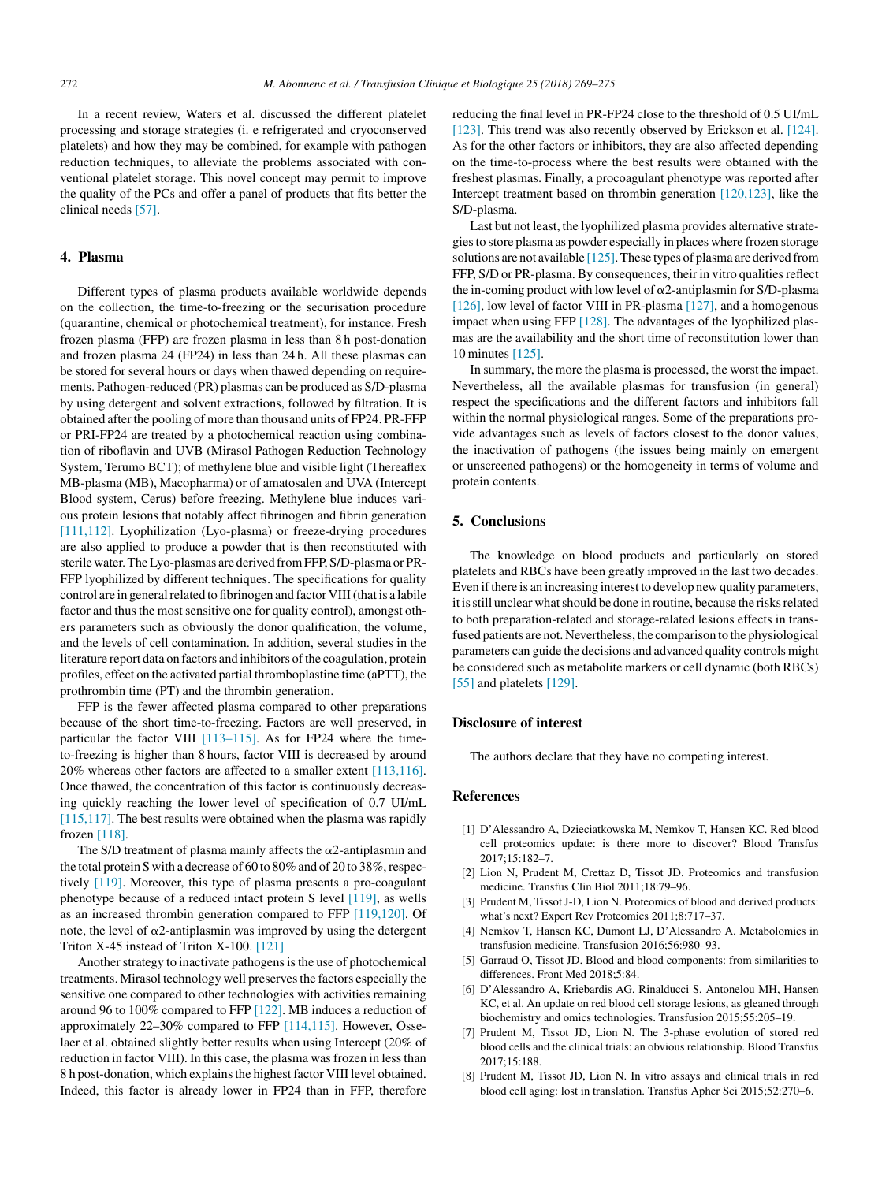In a recent review, Waters et al. discussed the different platelet processing and storage strategies (i. e refrigerated and cryoconserved platelets) and how they may be combined, for example with pathogen reduction techniques, to alleviate the problems associated with conventional platelet storage. This novel concept may permit to improve the quality of the PCs and offer a panel of products that fits better the clinical needs [57].

## 4. Plasma

Different types of plasma products available worldwide depends on the collection, the time-to-freezing or the securisation procedure (quarantine, chemical or photochemical treatment), for instance. Fresh frozen plasma (FFP) are frozen plasma in less than 8 h post-donation and frozen plasma 24 (FP24) in less than 24 h. All these plasmas can be stored for several hours or days when thawed depending on requirements. Pathogen-reduced (PR) plasmas can be produced as S/D-plasma by using detergent and solvent extractions, followed by filtration. It is obtained after the pooling of more than thousand units of FP24. PR-FFP or PRI-FP24 are treated by a photochemical reaction using combination of riboflavin and UVB (Mirasol Pathogen Reduction Technology System, Terumo BCT); of methylene blue and visible light (Thereaflex MB-plasma (MB), Macopharma) or of amatosalen and UVA (Intercept Blood system, Cerus) before freezing. Methylene blue induces various protein lesions that notably affect fibrinogen and fibrin generation [111,112]. Lyophilization (Lyo-plasma) or freeze-drying procedures are also applied to produce a powder that is then reconstituted with sterile water. The Lyo-plasmas are derived from FFP, S/D-plasma or PR-FFP lyophilized by different techniques. The specifications for quality control are in general related to fibrinogen and factor VIII (that is a labile factor and thus the most sensitive one for quality control), amongst others parameters such as obviously the donor qualification, the volume, and the levels of cell contamination. In addition, several studies in the literature report data on factors and inhibitors of the coagulation, protein profiles, effect on the activated partial thromboplastine time (aPTT), the prothrombin time (PT) and the thrombin generation.

FFP is the fewer affected plasma compared to other preparations because of the short time-to-freezing. Factors are well preserved, in particular the factor VIII [113–115]. As for FP24 where the time-to-freezing is higher than 8 hours, factor VIII is decreased by around 20% whereas other factors are affected to a smaller extent [113,116]. Once thawed, the concentration of this factor is continuously decreasing quickly reaching the lower level of specification of 0.7 UI/mL [115,117]. The best results were obtained when the plasma was rapidly frozen [118].

The S/D treatment of plasma mainly affects the α2-antiplasmin and the total protein S with a decrease of 60 to 80% and of 20 to 38%, respectively [119]. Moreover, this type of plasma presents a pro-coagulant phenotype because of a reduced intact protein S level [119], as wells as an increased thrombin generation compared to FFP [119,120]. Of note, the level of α2-antiplasmin was improved by using the detergent Triton X-45 instead of Triton X-100. [121]

Another strategy to inactivate pathogens is the use of photochemical treatments. Mirasol technology well preserves the factors especially the sensitive one compared to other technologies with activities remaining around 96 to 100% compared to FFP [122]. MB induces a reduction of approximately 22–30% compared to FFP [114,115]. However, Osselaer et al. obtained slightly better results when using Intercept (20% of reduction in factor VIII). In this case, the plasma was frozen in less than 8 h post-donation, which explains the highest factor VIII level obtained. Indeed, this factor is already lower in FP24 than in FFP, therefore reducing the final level in PR-FP24 close to the threshold of 0.5 UI/mL [123]. This trend was also recently observed by Erickson et al. [124]. As for the other factors or inhibitors, they are also affected depending on the time-to-process where the best results were obtained with the freshest plasmas. Finally, a procoagulant phenotype was reported after Intercept treatment based on thrombin generation [120,123], like the S/D-plasma.

Last but not least, the lyophilized plasma provides alternative strategies to store plasma as powder especially in places where frozen storage solutions are not available [125]. These types of plasma are derived from FFP, S/D or PR-plasma. By consequences, their in vitro qualities reflect the in-coming product with low level of α2-antiplasmin for S/D-plasma [126], low level of factor VIII in PR-plasma [127], and a homogenous impact when using FFP [128]. The advantages of the lyophilized plasmas are the availability and the short time of reconstitution lower than 10 minutes [125].

In summary, the more the plasma is processed, the worst the impact. Nevertheless, all the available plasmas for transfusion (in general) respect the specifications and the different factors and inhibitors fall within the normal physiological ranges. Some of the preparations provide advantages such as levels of factors closest to the donor values, the inactivation of pathogens (the issues being mainly on emergent or unscreened pathogens) or the homogeneity in terms of volume and protein contents.

## 5. Conclusions

The knowledge on blood products and particularly on stored platelets and RBCs have been greatly improved in the last two decades. Even if there is an increasing interest to develop new quality parameters, it is still unclear what should be done in routine, because the risks related to both preparation-related and storage-related lesions effects in transfused patients are not. Nevertheless, the comparison to the physiological parameters can guide the decisions and advanced quality controls might be considered such as metabolite markers or cell dynamic (both RBCs) [55] and platelets [129].

## Disclosure of interest

The authors declare that they have no competing interest.

## References

[1] D'Alessandro A, Dzieciatkowska M, Nemkov T, Hansen KC. Red blood cell proteomics update: is there more to discover? Blood Transfus 2017;15:182–7.

[2] Lion N, Prudent M, Crettaz D, Tissot JD. Proteomics and transfusion medicine. Transfus Clin Biol 2011;18:79–96.

[3] Prudent M, Tissot J-D, Lion N. Proteomics of blood and derived products: what's next? Expert Rev Proteomics 2011;8:717–37.

[4] Nemkov T, Hansen KC, Dumont LJ, D'Alessandro A. Metabolomics in transfusion medicine. Transfusion 2016;56:980–93.

[5] Garraud O, Tissot JD. Blood and blood components: from similarities to differences. Front Med 2018;5:84.

[6] D'Alessandro A, Kriebardis AG, Rinalducci S, Antonelou MH, Hansen KC, et al. An update on red blood cell storage lesions, as gleaned through biochemistry and omics technologies. Transfusion 2015;55:205–19.

[7] Prudent M, Tissot JD, Lion N. The 3-phase evolution of stored red blood cells and the clinical trials: an obvious relationship. Blood Transfus 2017;15:188.

[8] Prudent M, Tissot JD, Lion N. In vitro assays and clinical trials in red blood cell aging: lost in translation. Transfus Apher Sci 2015;52:270–6.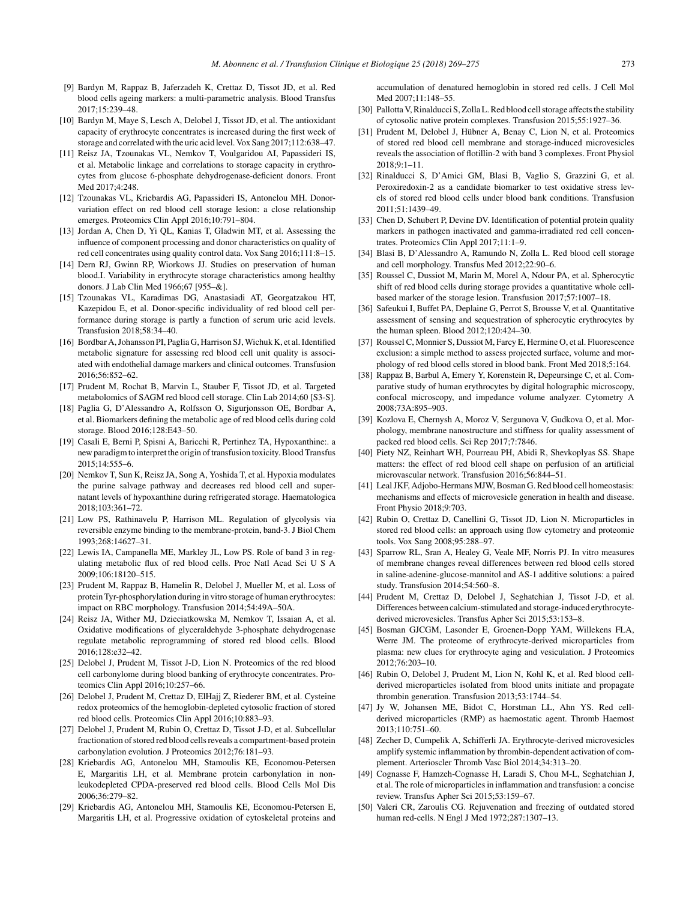[9] Bardyn M, Rappaz B, Jaferzadeh K, Crettaz D, Tissot JD, et al. Red blood cells ageing markers: a multi-parametric analysis. Blood Transfus 2017;15:239–48.

[10] Bardyn M, Maye S, Lesch A, Delobel J, Tissot JD, et al. The antioxidant capacity of erythrocyte concentrates is increased during the first week of storage and correlated with the uric acid level. Vox Sang 2017;112:638–47.

[11] Reisz JA, Tzounakas VL, Nemkov T, Voulgaridou AI, Papassideri IS, et al. Metabolic linkage and correlations to storage capacity in erythrocytes from glucose 6-phosphate dehydrogenase-deficient donors. Front Med 2017;4:248.

[12] Tzounakas VL, Kriebardis AG, Papassideri IS, Antonelou MH. Donor-variation effect on red blood cell storage lesion: a close relationship emerges. Proteomics Clin Appl 2016;10:791–804.

[13] Jordan A, Chen D, Yi QL, Kanias T, Gladwin MT, et al. Assessing the influence of component processing and donor characteristics on quality of red cell concentrates using quality control data. Vox Sang 2016;111:8–15.

[14] Dern RJ, Gwinn RP, Wiorkows JJ. Studies on preservation of human blood.I. Variability in erythrocyte storage characteristics among healthy donors. J Lab Clin Med 1966;67 [955–&].

[15] Tzounakas VL, Karadimas DG, Anastasiadi AT, Georgatzakou HT, Kazepidou E, et al. Donor-specific individuality of red blood cell performance during storage is partly a function of serum uric acid levels. Transfusion 2018;58:34–40.

[16] Bordbar A, Johansson PI, Paglia G, Harrison SJ, Wichuk K, et al. Identified metabolic signature for assessing red blood cell unit quality is associated with endothelial damage markers and clinical outcomes. Transfusion 2016;56:852–62.

[17] Prudent M, Rochat B, Marvin L, Stauber F, Tissot JD, et al. Targeted metabolomics of SAGM red blood cell storage. Clin Lab 2014;60 [S3-S].

[18] Paglia G, D'Alessandro A, Rolfsson O, Sigurjonsson OE, Bordbar A, et al. Biomarkers defining the metabolic age of red blood cells during cold storage. Blood 2016;128:E43–50.

[19] Casali E, Berni P, Spisni A, Baricchi R, Pertinhez TA, Hypoxanthine:. a new paradigm to interpret the origin of transfusion toxicity. Blood Transfus 2015;14:555–6.

[20] Nemkov T, Sun K, Reisz JA, Song A, Yoshida T, et al. Hypoxia modulates the purine salvage pathway and decreases red blood cell and supernatant levels of hypoxanthine during refrigerated storage. Haematologica 2018;103:361–72.

[21] Low PS, Rathinavelu P, Harrison ML. Regulation of glycolysis via reversible enzyme binding to the membrane-protein, band-3. J Biol Chem 1993;268:14627–31.

[22] Lewis IA, Campanella ME, Markley JL, Low PS. Role of band 3 in regulating metabolic flux of red blood cells. Proc Natl Acad Sci U S A 2009;106:18120–515.

[23] Prudent M, Rappaz B, Hamelin R, Delobel J, Mueller M, et al. Loss of protein Tyr-phosphorylation during in vitro storage of human erythrocytes: impact on RBC morphology. Transfusion 2014;54:49A–50A.

[24] Reisz JA, Wither MJ, Dzieciatkowska M, Nemkov T, Issaian A, et al. Oxidative modifications of glyceraldehyde 3-phosphate dehydrogenase regulate metabolic reprogramming of stored red blood cells. Blood 2016;128:e32–42.

[25] Delobel J, Prudent M, Tissot J-D, Lion N. Proteomics of the red blood cell carbonylome during blood banking of erythrocyte concentrates. Proteomics Clin Appl 2016;10:257–66.

[26] Delobel J, Prudent M, Crettaz D, ElHajj Z, Riederer BM, et al. Cysteine redox proteomics of the hemoglobin-depleted cytosolic fraction of stored red blood cells. Proteomics Clin Appl 2016;10:883–93.

[27] Delobel J, Prudent M, Rubin O, Crettaz D, Tissot J-D, et al. Subcellular fractionation of stored red blood cells reveals a compartment-based protein carbonylation evolution. J Proteomics 2012;76:181–93.

[28] Kriebardis AG, Antonelou MH, Stamoulis KE, Economou-Petersen E, Margaritis LH, et al. Membrane protein carbonylation in non-leukodepleted CPDA-preserved red blood cells. Blood Cells Mol Dis 2006;36:279–82.

[29] Kriebardis AG, Antonelou MH, Stamoulis KE, Economou-Petersen E, Margaritis LH, et al. Progressive oxidation of cytoskeletal proteins and accumulation of denatured hemoglobin in stored red cells. J Cell Mol Med 2007;11:148–55.

[30] Pallotta V, Rinalducci S, Zolla L. Red blood cell storage affects the stability of cytosolic native protein complexes. Transfusion 2015;55:1927–36.

[31] Prudent M, Delobel J, Hübner A, Benay C, Lion N, et al. Proteomics of stored red blood cell membrane and storage-induced microvesicles reveals the association of flotillin-2 with band 3 complexes. Front Physiol 2018;9:1–11.

[32] Rinalducci S, D'Amici GM, Blasi B, Vaglio S, Grazzini G, et al. Peroxiredoxin-2 as a candidate biomarker to test oxidative stress levels of stored red blood cells under blood bank conditions. Transfusion 2011;51:1439–49.

[33] Chen D, Schubert P, Devine DV. Identification of potential protein quality markers in pathogen inactivated and gamma-irradiated red cell concentrates. Proteomics Clin Appl 2017;11:1–9.

[34] Blasi B, D'Alessandro A, Ramundo N, Zolla L. Red blood cell storage and cell morphology. Transfus Med 2012;22:90–6.

[35] Roussel C, Dussiot M, Marin M, Morel A, Ndour PA, et al. Spherocytic shift of red blood cells during storage provides a quantitative whole cell-based marker of the storage lesion. Transfusion 2017;57:1007–18.

[36] Safeukui I, Buffet PA, Deplaine G, Perrot S, Brousse V, et al. Quantitative assessment of sensing and sequestration of spherocytic erythrocytes by the human spleen. Blood 2012;120:424–30.

[37] Roussel C, Monnier S, Dussiot M, Farcy E, Hermine O, et al. Fluorescence exclusion: a simple method to assess projected surface, volume and morphology of red blood cells stored in blood bank. Front Med 2018;5:164.

[38] Rappaz B, Barbul A, Emery Y, Korenstein R, Depeursinge C, et al. Comparative study of human erythrocytes by digital holographic microscopy, confocal microscopy, and impedance volume analyzer. Cytometry A 2008;73A:895–903.

[39] Kozlova E, Chernysh A, Moroz V, Sergunova V, Gudkova O, et al. Morphology, membrane nanostructure and stiffness for quality assessment of packed red blood cells. Sci Rep 2017;7:7846.

[40] Piety NZ, Reinhart WH, Pourreau PH, Abidi R, Shevkoplyas SS. Shape matters: the effect of red blood cell shape on perfusion of an artificial microvascular network. Transfusion 2016;56:844–51.

[41] Leal JKF, Adjobo-Hermans MJW, Bosman G. Red blood cell homeostasis: mechanisms and effects of microvesicle generation in health and disease. Front Physio 2018;9:703.

[42] Rubin O, Crettaz D, Canellini G, Tissot JD, Lion N. Microparticles in stored red blood cells: an approach using flow cytometry and proteomic tools. Vox Sang 2008;95:288–97.

[43] Sparrow RL, Sran A, Healey G, Veale MF, Norris PJ. In vitro measures of membrane changes reveal differences between red blood cells stored in saline-adenine-glucose-mannitol and AS-1 additive solutions: a paired study. Transfusion 2014;54:560–8.

[44] Prudent M, Crettaz D, Delobel J, Seghatchian J, Tissot J-D, et al. Differences between calcium-stimulated and storage-induced erythrocyte-derived microvesicles. Transfus Apher Sci 2015;53:153–8.

[45] Bosman GJCGM, Lasonder E, Groenen-Dopp YAM, Willekens FLA, Werre JM. The proteome of erythrocyte-derived microparticles from plasma: new clues for erythrocyte aging and vesiculation. J Proteomics 2012;76:203–10.

[46] Rubin O, Delobel J, Prudent M, Lion N, Kohl K, et al. Red blood cell-derived microparticles isolated from blood units initiate and propagate thrombin generation. Transfusion 2013;53:1744–54.

[47] Jy W, Johansen ME, Bidot C, Horstman LL, Ahn YS. Red cell-derived microparticles (RMP) as haemostatic agent. Thromb Haemost 2013;110:751–60.

[48] Zecher D, Cumpelik A, Schifferli JA. Erythrocyte-derived microvesicles amplify systemic inflammation by thrombin-dependent activation of complement. Arterioscler Thromb Vasc Biol 2014;34:313–20.

[49] Cognasse F, Hamzeh-Cognasse H, Laradi S, Chou M-L, Seghatchian J, et al. The role of microparticles in inflammation and transfusion: a concise review. Transfus Apher Sci 2015;53:159–67.

[50] Valeri CR, Zaroulis CG. Rejuvenation and freezing of outdated stored human red-cells. N Engl J Med 1972;287:1307–13.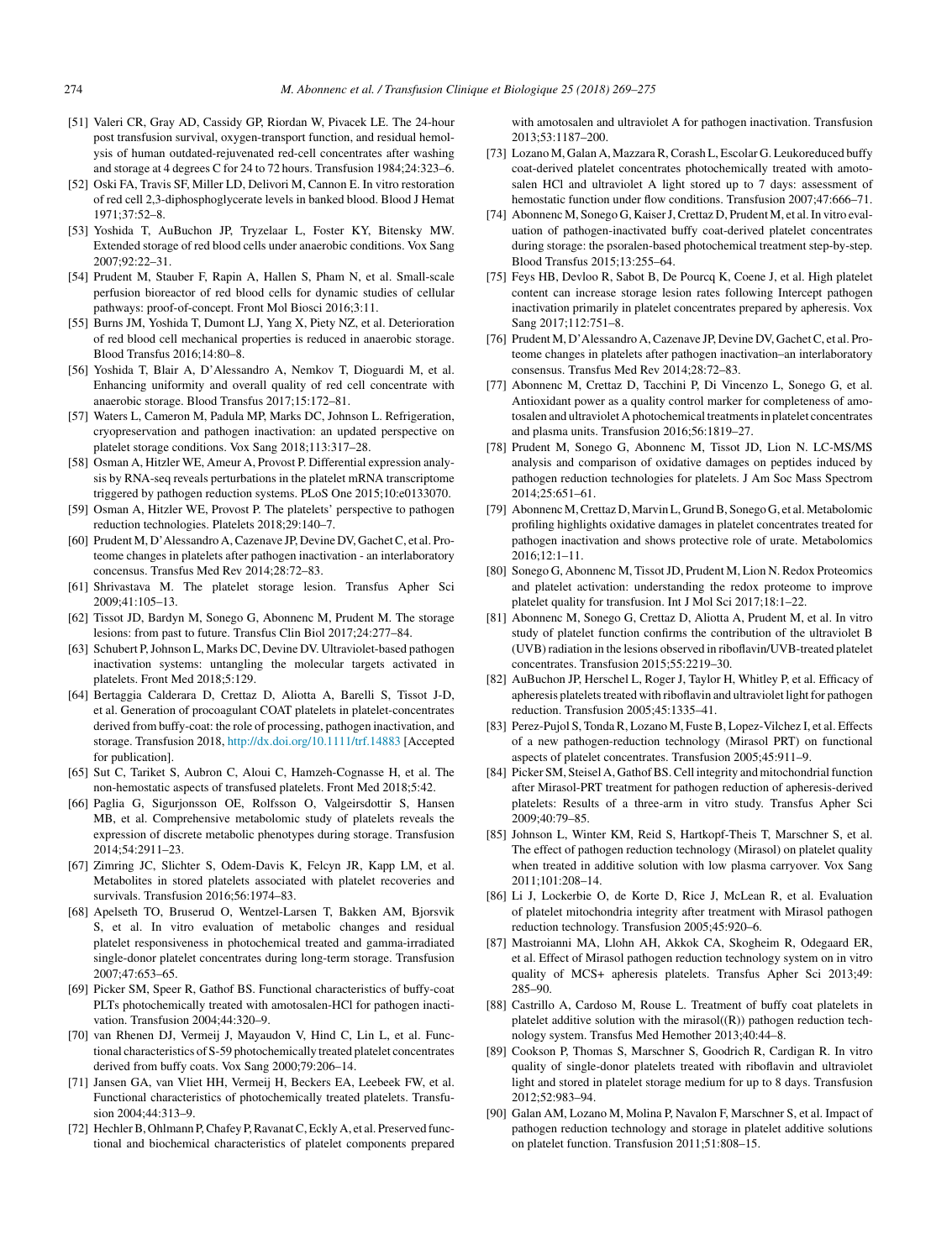[51] Valeri CR, Gray AD, Cassidy GP, Riordan W, Pivacek LE. The 24-hour post transfusion survival, oxygen-transport function, and residual hemolysis of human outdated-rejuvenated red-cell concentrates after washing and storage at 4 degrees C for 24 to 72 hours. Transfusion 1984;24:323–6.

[52] Oski FA, Travis SF, Miller LD, Delivori M, Cannon E. In vitro restoration of red cell 2,3-diphosphoglycerate levels in banked blood. Blood J Hemat 1971;37:52–8.

[53] Yoshida T, AuBuchon JP, Tryzelaar L, Foster KY, Bitensky MW. Extended storage of red blood cells under anaerobic conditions. Vox Sang 2007;92:22–31.

[54] Prudent M, Stauber F, Rapin A, Hallen S, Pham N, et al. Small-scale perfusion bioreactor of red blood cells for dynamic studies of cellular pathways: proof-of-concept. Front Mol Biosci 2016;3:11.

[55] Burns JM, Yoshida T, Dumont LJ, Yang X, Piety NZ, et al. Deterioration of red blood cell mechanical properties is reduced in anaerobic storage. Blood Transfus 2016;14:80–8.

[56] Yoshida T, Blair A, D'Alessandro A, Nemkov T, Dioguardi M, et al. Enhancing uniformity and overall quality of red cell concentrate with anaerobic storage. Blood Transfus 2017;15:172–81.

[57] Waters L, Cameron M, Padula MP, Marks DC, Johnson L. Refrigeration, cryopreservation and pathogen inactivation: an updated perspective on platelet storage conditions. Vox Sang 2018;113:317–28.

[58] Osman A, Hitzler WE, Ameur A, Provost P. Differential expression analysis by RNA-seq reveals perturbations in the platelet mRNA transcriptome triggered by pathogen reduction systems. PLoS One 2015;10:e0133070.

[59] Osman A, Hitzler WE, Provost P. The platelets' perspective to pathogen reduction technologies. Platelets 2018;29:140–7.

[60] Prudent M, D'Alessandro A, Cazenave JP, Devine DV, Gachet C, et al. Proteome changes in platelets after pathogen inactivation - an interlaboratory consensus. Transfus Med Rev 2014;28:72–83.

[61] Shrivastava M. The platelet storage lesion. Transfus Apher Sci 2009;41:105–13.

[62] Tissot JD, Bardyn M, Sonego G, Abonnenc M, Prudent M. The storage lesions: from past to future. Transfus Clin Biol 2017;24:277–84.

[63] Schubert P, Johnson L, Marks DC, Devine DV. Ultraviolet-based pathogen inactivation systems: untangling the molecular targets activated in platelets. Front Med 2018;5:129.

[64] Bertaggia Calderara D, Crettaz D, Aliotta A, Barelli S, Tissot J-D, et al. Generation of procoagulant COAT platelets in platelet-concentrates derived from buffy-coat: the role of processing, pathogen inactivation, and storage. Transfusion 2018, http://dx.doi.org/10.1111/trf.14883 [Accepted for publication].

[65] Sut C, Tariket S, Aubron C, Aloui C, Hamzeh-Cognasse H, et al. The non-hemostatic aspects of transfused platelets. Front Med 2018;5:42.

[66] Paglia G, Sigurjonsson OE, Rolfsson O, Valgeirsdottir S, Hansen MB, et al. Comprehensive metabolomic study of platelets reveals the expression of discrete metabolic phenotypes during storage. Transfusion 2014;54:2911–23.

[67] Zimring JC, Slichter S, Odem-Davis K, Felcyn JR, Kapp LM, et al. Metabolites in stored platelets associated with platelet recoveries and survivals. Transfusion 2016;56:1974–83.

[68] Apelseth TO, Bruserud O, Wentzel-Larsen T, Bakken AM, Bjorsvik S, et al. In vitro evaluation of metabolic changes and residual platelet responsiveness in photochemical treated and gamma-irradiated single-donor platelet concentrates during long-term storage. Transfusion 2007;47:653–65.

[69] Picker SM, Speer R, Gathof BS. Functional characteristics of buffy-coat PLTs photochemically treated with amotosalen-HCl for pathogen inactivation. Transfusion 2004;44:320–9.

[70] van Rhenen DJ, Vermeij J, Mayaudon V, Hind C, Lin L, et al. Functional characteristics of S-59 photochemically treated platelet concentrates derived from buffy coats. Vox Sang 2000;79:206–14.

[71] Jansen GA, van Vliet HH, Vermeij H, Beckers EA, Leebeek FW, et al. Functional characteristics of photochemically treated platelets. Transfusion 2004;44:313–9.

[72] Hechler B, Ohlmann P, Chafey P, Ravanat C, Eckly A, et al. Preserved functional and biochemical characteristics of platelet components prepared with amotosalen and ultraviolet A for pathogen inactivation. Transfusion 2013;53:1187–200.

[73] Lozano M, Galan A, Mazzara R, Corash L, Escolar G. Leukoreduced buffy coat-derived platelet concentrates photochemically treated with amotosalen HCl and ultraviolet A light stored up to 7 days: assessment of hemostatic function under flow conditions. Transfusion 2007;47:666–71.

[74] Abonnenc M, Sonego G, Kaiser J, Crettaz D, Prudent M, et al. In vitro evaluation of pathogen-inactivated buffy coat-derived platelet concentrates during storage: the psoralen-based photochemical treatment step-by-step. Blood Transfus 2015;13:255–64.

[75] Feys HB, Devloo R, Sabot B, De Pourcq K, Coene J, et al. High platelet content can increase storage lesion rates following Intercept pathogen inactivation primarily in platelet concentrates prepared by apheresis. Vox Sang 2017;112:751–8.

[76] Prudent M, D'Alessandro A, Cazenave JP, Devine DV, Gachet C, et al. Proteome changes in platelets after pathogen inactivation–an interlaboratory consensus. Transfus Med Rev 2014;28:72–83.

[77] Abonnenc M, Crettaz D, Tacchini P, Di Vincenzo L, Sonego G, et al. Antioxidant power as a quality control marker for completeness of amotosalen and ultraviolet A photochemical treatments in platelet concentrates and plasma units. Transfusion 2016;56:1819–27.

[78] Prudent M, Sonego G, Abonnenc M, Tissot JD, Lion N. LC-MS/MS analysis and comparison of oxidative damages on peptides induced by pathogen reduction technologies for platelets. J Am Soc Mass Spectrom 2014;25:651–61.

[79] Abonnenc M, Crettaz D, Marvin L, Grund B, Sonego G, et al. Metabolomic profiling highlights oxidative damages in platelet concentrates treated for pathogen inactivation and shows protective role of urate. Metabolomics 2016;12:1–11.

[80] Sonego G, Abonnenc M, Tissot JD, Prudent M, Lion N. Redox Proteomics and platelet activation: understanding the redox proteome to improve platelet quality for transfusion. Int J Mol Sci 2017;18:1–22.

[81] Abonnenc M, Sonego G, Crettaz D, Aliotta A, Prudent M, et al. In vitro study of platelet function confirms the contribution of the ultraviolet B (UVB) radiation in the lesions observed in riboflavin/UVB-treated platelet concentrates. Transfusion 2015;55:2219–30.

[82] AuBuchon JP, Herschel L, Roger J, Taylor H, Whitley P, et al. Efficacy of apheresis platelets treated with riboflavin and ultraviolet light for pathogen reduction. Transfusion 2005;45:1335–41.

[83] Perez-Pujol S, Tonda R, Lozano M, Fuste B, Lopez-Vilchez I, et al. Effects of a new pathogen-reduction technology (Mirasol PRT) on functional aspects of platelet concentrates. Transfusion 2005;45:911–9.

[84] Picker SM, Steisel A, Gathof BS. Cell integrity and mitochondrial function after Mirasol-PRT treatment for pathogen reduction of apheresis-derived platelets: Results of a three-arm in vitro study. Transfus Apher Sci 2009;40:79–85.

[85] Johnson L, Winter KM, Reid S, Hartkopf-Theis T, Marschner S, et al. The effect of pathogen reduction technology (Mirasol) on platelet quality when treated in additive solution with low plasma carryover. Vox Sang 2011;101:208–14.

[86] Li J, Lockerbie O, de Korte D, Rice J, McLean R, et al. Evaluation of platelet mitochondria integrity after treatment with Mirasol pathogen reduction technology. Transfusion 2005;45:920–6.

[87] Mastroianni MA, Llohn AH, Akkok CA, Skogheim R, Odegaard ER, et al. Effect of Mirasol pathogen reduction technology system on in vitro quality of MCS+ apheresis platelets. Transfus Apher Sci 2013;49: 285–90.

[88] Castrillo A, Cardoso M, Rouse L. Treatment of buffy coat platelets in platelet additive solution with the mirasol((R)) pathogen reduction technology system. Transfus Med Hemother 2013;40:44–8.

[89] Cookson P, Thomas S, Marschner S, Goodrich R, Cardigan R. In vitro quality of single-donor platelets treated with riboflavin and ultraviolet light and stored in platelet storage medium for up to 8 days. Transfusion 2012;52:983–94.

[90] Galan AM, Lozano M, Molina P, Navalon F, Marschner S, et al. Impact of pathogen reduction technology and storage in platelet additive solutions on platelet function. Transfusion 2011;51:808–15.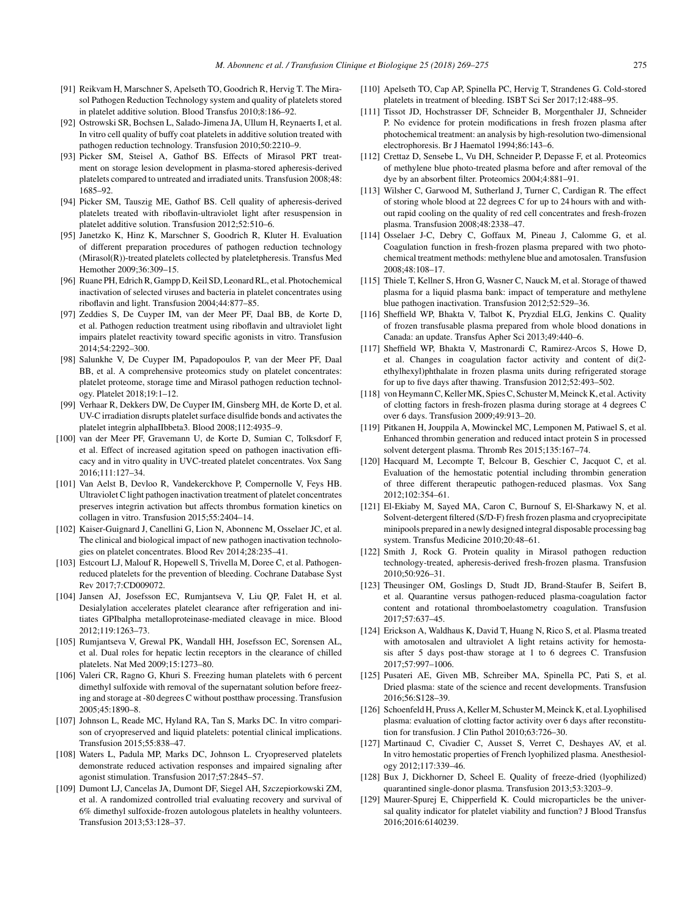[91] Reikvam H, Marschner S, Apelseth TO, Goodrich R, Hervig T. The Mirasol Pathogen Reduction Technology system and quality of platelets stored in platelet additive solution. Blood Transfus 2010;8:186–92.

[92] Ostrowski SR, Bochsen L, Salado-Jimena JA, Ullum H, Reynaerts I, et al. In vitro cell quality of buffy coat platelets in additive solution treated with pathogen reduction technology. Transfusion 2010;50:2210–9.

[93] Picker SM, Steisel A, Gathof BS. Effects of Mirasol PRT treatment on storage lesion development in plasma-stored apheresis-derived platelets compared to untreated and irradiated units. Transfusion 2008;48: 1685–92.

[94] Picker SM, Tauszig ME, Gathof BS. Cell quality of apheresis-derived platelets treated with riboflavin-ultraviolet light after resuspension in platelet additive solution. Transfusion 2012;52:510–6.

[95] Janetzko K, Hinz K, Marschner S, Goodrich R, Kluter H. Evaluation of different preparation procedures of pathogen reduction technology (Mirasol(R))-treated platelets collected by plateletpheresis. Transfus Med Hemother 2009;36:309–15.

[96] Ruane PH, Edrich R, Gampp D, Keil SD, Leonard RL, et al. Photochemical inactivation of selected viruses and bacteria in platelet concentrates using riboflavin and light. Transfusion 2004;44:877–85.

[97] Zeddies S, De Cuyper IM, van der Meer PF, Daal BB, de Korte D, et al. Pathogen reduction treatment using riboflavin and ultraviolet light impairs platelet reactivity toward specific agonists in vitro. Transfusion 2014;54:2292–300.

[98] Salunkhe V, De Cuyper IM, Papadopoulos P, van der Meer PF, Daal BB, et al. A comprehensive proteomics study on platelet concentrates: platelet proteome, storage time and Mirasol pathogen reduction technology. Platelet 2018;19:1–12.

[99] Verhaar R, Dekkers DW, De Cuyper IM, Ginsberg MH, de Korte D, et al. UV-C irradiation disrupts platelet surface disulfide bonds and activates the platelet integrin alphaIIbbeta3. Blood 2008;112:4935–9.

[100] van der Meer PF, Gravemann U, de Korte D, Sumian C, Tolksdorf F, et al. Effect of increased agitation speed on pathogen inactivation efficacy and in vitro quality in UVC-treated platelet concentrates. Vox Sang 2016;111:127–34.

[101] Van Aelst B, Devloo R, Vandekerckhove P, Compernolle V, Feys HB. Ultraviolet C light pathogen inactivation treatment of platelet concentrates preserves integrin activation but affects thrombus formation kinetics on collagen in vitro. Transfusion 2015;55:2404–14.

[102] Kaiser-Guignard J, Canellini G, Lion N, Abonnenc M, Osselaer JC, et al. The clinical and biological impact of new pathogen inactivation technologies on platelet concentrates. Blood Rev 2014;28:235–41.

[103] Estcourt LJ, Malouf R, Hopewell S, Trivella M, Doree C, et al. Pathogen-reduced platelets for the prevention of bleeding. Cochrane Database Syst Rev 2017;7:CD009072.

[104] Jansen AJ, Josefsson EC, Rumjantseva V, Liu QP, Falet H, et al. Desialylation accelerates platelet clearance after refrigeration and initiates GPIbalpha metalloproteinase-mediated cleavage in mice. Blood 2012;119:1263–73.

[105] Rumjantseva V, Grewal PK, Wandall HH, Josefsson EC, Sorensen AL, et al. Dual roles for hepatic lectin receptors in the clearance of chilled platelets. Nat Med 2009;15:1273–80.

[106] Valeri CR, Ragno G, Khuri S. Freezing human platelets with 6 percent dimethyl sulfoxide with removal of the supernatant solution before freezing and storage at -80 degrees C without postthaw processing. Transfusion 2005;45:1890–8.

[107] Johnson L, Reade MC, Hyland RA, Tan S, Marks DC. In vitro comparison of cryopreserved and liquid platelets: potential clinical implications. Transfusion 2015;55:838–47.

[108] Waters L, Padula MP, Marks DC, Johnson L. Cryopreserved platelets demonstrate reduced activation responses and impaired signaling after agonist stimulation. Transfusion 2017;57:2845–57.

[109] Dumont LJ, Cancelas JA, Dumont DF, Siegel AH, Szczepiorkowski ZM, et al. A randomized controlled trial evaluating recovery and survival of 6% dimethyl sulfoxide-frozen autologous platelets in healthy volunteers. Transfusion 2013;53:128–37.

[110] Apelseth TO, Cap AP, Spinella PC, Hervig T, Strandenes G. Cold-stored platelets in treatment of bleeding. ISBT Sci Ser 2017;12:488–95.

[111] Tissot JD, Hochstrasser DF, Schneider B, Morgenthaler JJ, Schneider P. No evidence for protein modifications in fresh frozen plasma after photochemical treatment: an analysis by high-resolution two-dimensional electrophoresis. Br J Haematol 1994;86:143–6.

[112] Crettaz D, Sensebe L, Vu DH, Schneider P, Depasse F, et al. Proteomics of methylene blue photo-treated plasma before and after removal of the dye by an absorbent filter. Proteomics 2004;4:881–91.

[113] Wilsher C, Garwood M, Sutherland J, Turner C, Cardigan R. The effect of storing whole blood at 22 degrees C for up to 24 hours with and without rapid cooling on the quality of red cell concentrates and fresh-frozen plasma. Transfusion 2008;48:2338–47.

[114] Osselaer J-C, Debry C, Goffaux M, Pineau J, Calomme G, et al. Coagulation function in fresh-frozen plasma prepared with two photochemical treatment methods: methylene blue and amotosalen. Transfusion 2008;48:108–17.

[115] Thiele T, Kellner S, Hron G, Wasner C, Nauck M, et al. Storage of thawed plasma for a liquid plasma bank: impact of temperature and methylene blue pathogen inactivation. Transfusion 2012;52:529–36.

[116] Sheffield WP, Bhakta V, Talbot K, Pryzdial ELG, Jenkins C. Quality of frozen transfusable plasma prepared from whole blood donations in Canada: an update. Transfus Apher Sci 2013;49:440–6.

[117] Sheffield WP, Bhakta V, Mastronardi C, Ramirez-Arcos S, Howe D, et al. Changes in coagulation factor activity and content of di(2-ethylhexyl)phthalate in frozen plasma units during refrigerated storage for up to five days after thawing. Transfusion 2012;52:493–502.

[118] von Heymann C, Keller MK, Spies C, Schuster M, Meinck K, et al. Activity of clotting factors in fresh-frozen plasma during storage at 4 degrees C over 6 days. Transfusion 2009;49:913–20.

[119] Pitkanen H, Jouppila A, Mowinckel MC, Lemponen M, Patiwael S, et al. Enhanced thrombin generation and reduced intact protein S in processed solvent detergent plasma. Thromb Res 2015;135:167–74.

[120] Hacquard M, Lecompte T, Belcour B, Geschier C, Jacquot C, et al. Evaluation of the hemostatic potential including thrombin generation of three different therapeutic pathogen-reduced plasmas. Vox Sang 2012;102:354–61.

[121] El-Ekiaby M, Sayed MA, Caron C, Burnouf S, El-Sharkawy N, et al. Solvent-detergent filtered (S/D-F) fresh frozen plasma and cryoprecipitate minipools prepared in a newly designed integral disposable processing bag system. Transfus Medicine 2010;20:48–61.

[122] Smith J, Rock G. Protein quality in Mirasol pathogen reduction technology-treated, apheresis-derived fresh-frozen plasma. Transfusion 2010;50:926–31.

[123] Theusinger OM, Goslings D, Studt JD, Brand-Staufer B, Seifert B, et al. Quarantine versus pathogen-reduced plasma-coagulation factor content and rotational thromboelastometry coagulation. Transfusion 2017;57:637–45.

[124] Erickson A, Waldhaus K, David T, Huang N, Rico S, et al. Plasma treated with amotosalen and ultraviolet A light retains activity for hemostasis after 5 days post-thaw storage at 1 to 6 degrees C. Transfusion 2017;57:997–1006.

[125] Pusateri AE, Given MB, Schreiber MA, Spinella PC, Pati S, et al. Dried plasma: state of the science and recent developments. Transfusion 2016;56:S128–39.

[126] Schoenfeld H, Pruss A, Keller M, Schuster M, Meinck K, et al. Lyophilised plasma: evaluation of clotting factor activity over 6 days after reconstitution for transfusion. J Clin Pathol 2010;63:726–30.

[127] Martinaud C, Civadier C, Ausset S, Verret C, Deshayes AV, et al. In vitro hemostatic properties of French lyophilized plasma. Anesthesiology 2012;117:339–46.

[128] Bux J, Dickhorner D, Scheel E. Quality of freeze-dried (lyophilized) quarantined single-donor plasma. Transfusion 2013;53:3203–9.

[129] Maurer-Spurej E, Chipperfield K. Could microparticles be the universal quality indicator for platelet viability and function? J Blood Transfus 2016;2016:6140239.